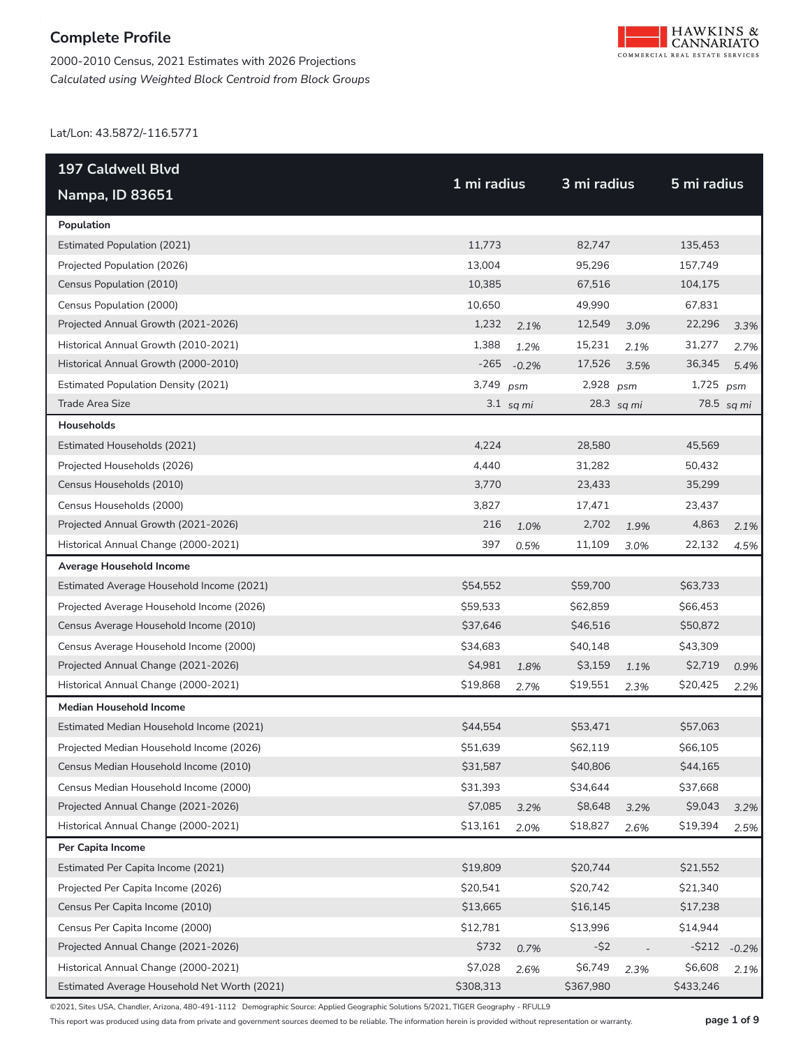# Complete Profile

2000-2010 Census, 2021 Estimates with 2026 Projections

*Calculated using Weighted Block Centroid from Block Groups*

Lat/Lon: 43.5872/-116.5771

| 197 Caldwell Blvd Nampa, ID 83651 | 1 mi radius | | 3 mi radius | | 5 mi radius | |
|---|---|---|---|---|---|---|
| **Population** | | | | | | |
| Estimated Population (2021) | 11,773 | | 82,747 | | 135,453 | |
| Projected Population (2026) | 13,004 | | 95,296 | | 157,749 | |
| Census Population (2010) | 10,385 | | 67,516 | | 104,175 | |
| Census Population (2000) | 10,650 | | 49,990 | | 67,831 | |
| Projected Annual Growth (2021-2026) | 1,232 | *2.1%* | 12,549 | *3.0%* | 22,296 | *3.3%* |
| Historical Annual Growth (2010-2021) | 1,388 | *1.2%* | 15,231 | *2.1%* | 31,277 | *2.7%* |
| Historical Annual Growth (2000-2010) | -265 | *-0.2%* | 17,526 | *3.5%* | 36,345 | *5.4%* |
| Estimated Population Density (2021) | 3,749 | *psm* | 2,928 | *psm* | 1,725 | *psm* |
| Trade Area Size | 3.1 | *sq mi* | 28.3 | *sq mi* | 78.5 | *sq mi* |
| **Households** | | | | | | |
| Estimated Households (2021) | 4,224 | | 28,580 | | 45,569 | |
| Projected Households (2026) | 4,440 | | 31,282 | | 50,432 | |
| Census Households (2010) | 3,770 | | 23,433 | | 35,299 | |
| Census Households (2000) | 3,827 | | 17,471 | | 23,437 | |
| Projected Annual Growth (2021-2026) | 216 | *1.0%* | 2,702 | *1.9%* | 4,863 | *2.1%* |
| Historical Annual Change (2000-2021) | 397 | *0.5%* | 11,109 | *3.0%* | 22,132 | *4.5%* |
| **Average Household Income** | | | | | | |
| Estimated Average Household Income (2021) | $54,552 | | $59,700 | | $63,733 | |
| Projected Average Household Income (2026) | $59,533 | | $62,859 | | $66,453 | |
| Census Average Household Income (2010) | $37,646 | | $46,516 | | $50,872 | |
| Census Average Household Income (2000) | $34,683 | | $40,148 | | $43,309 | |
| Projected Annual Change (2021-2026) | $4,981 | *1.8%* | $3,159 | *1.1%* | $2,719 | *0.9%* |
| Historical Annual Change (2000-2021) | $19,868 | *2.7%* | $19,551 | *2.3%* | $20,425 | *2.2%* |
| **Median Household Income** | | | | | | |
| Estimated Median Household Income (2021) | $44,554 | | $53,471 | | $57,063 | |
| Projected Median Household Income (2026) | $51,639 | | $62,119 | | $66,105 | |
| Census Median Household Income (2010) | $31,587 | | $40,806 | | $44,165 | |
| Census Median Household Income (2000) | $31,393 | | $34,644 | | $37,668 | |
| Projected Annual Change (2021-2026) | $7,085 | *3.2%* | $8,648 | *3.2%* | $9,043 | *3.2%* |
| Historical Annual Change (2000-2021) | $13,161 | *2.0%* | $18,827 | *2.6%* | $19,394 | *2.5%* |
| **Per Capita Income** | | | | | | |
| Estimated Per Capita Income (2021) | $19,809 | | $20,744 | | $21,552 | |
| Projected Per Capita Income (2026) | $20,541 | | $20,742 | | $21,340 | |
| Census Per Capita Income (2010) | $13,665 | | $16,145 | | $17,238 | |
| Census Per Capita Income (2000) | $12,781 | | $13,996 | | $14,944 | |
| Projected Annual Change (2021-2026) | $732 | *0.7%* | -$2 | - | -$212 | *-0.2%* |
| Historical Annual Change (2000-2021) | $7,028 | *2.6%* | $6,749 | *2.3%* | $6,608 | *2.1%* |
| Estimated Average Household Net Worth (2021) | $308,313 | | $367,980 | | $433,246 | |

©2021, Sites USA, Chandler, Arizona, 480-491-1112 Demographic Source: Applied Geographic Solutions 5/2021, TIGER Geography - RFULL9

This report was produced using data from private and government sources deemed to be reliable. The information herein is provided without representation or warranty.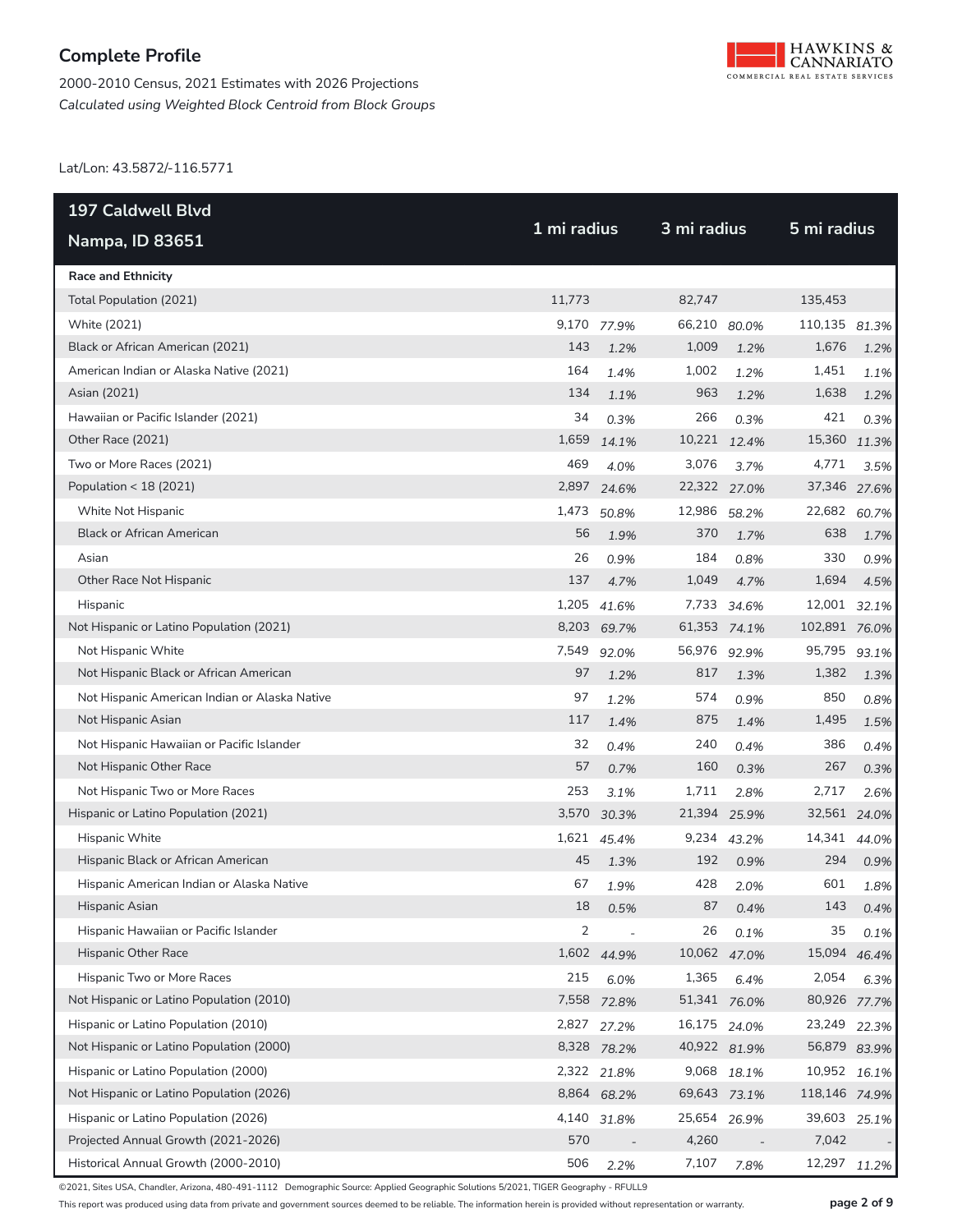## Complete Profile

2000-2010 Census, 2021 Estimates with 2026 Projections

*Calculated using Weighted Block Centroid from Block Groups*

Lat/Lon: 43.5872/-116.5771

| 197 Caldwell Blvd<br>Nampa, ID 83651 | 1 mi radius | | 3 mi radius | | 5 mi radius | |
|---|---|---|---|---|---|---|
| **Race and Ethnicity** | | | | | | |
| Total Population (2021) | 11,773 | | 82,747 | | 135,453 | |
| White (2021) | 9,170 | *77.9%* | 66,210 | *80.0%* | 110,135 | *81.3%* |
| Black or African American (2021) | 143 | *1.2%* | 1,009 | *1.2%* | 1,676 | *1.2%* |
| American Indian or Alaska Native (2021) | 164 | *1.4%* | 1,002 | *1.2%* | 1,451 | *1.1%* |
| Asian (2021) | 134 | *1.1%* | 963 | *1.2%* | 1,638 | *1.2%* |
| Hawaiian or Pacific Islander (2021) | 34 | *0.3%* | 266 | *0.3%* | 421 | *0.3%* |
| Other Race (2021) | 1,659 | *14.1%* | 10,221 | *12.4%* | 15,360 | *11.3%* |
| Two or More Races (2021) | 469 | *4.0%* | 3,076 | *3.7%* | 4,771 | *3.5%* |
| Population < 18 (2021) | 2,897 | *24.6%* | 22,322 | *27.0%* | 37,346 | *27.6%* |
| White Not Hispanic | 1,473 | *50.8%* | 12,986 | *58.2%* | 22,682 | *60.7%* |
| Black or African American | 56 | *1.9%* | 370 | *1.7%* | 638 | *1.7%* |
| Asian | 26 | *0.9%* | 184 | *0.8%* | 330 | *0.9%* |
| Other Race Not Hispanic | 137 | *4.7%* | 1,049 | *4.7%* | 1,694 | *4.5%* |
| Hispanic | 1,205 | *41.6%* | 7,733 | *34.6%* | 12,001 | *32.1%* |
| Not Hispanic or Latino Population (2021) | 8,203 | *69.7%* | 61,353 | *74.1%* | 102,891 | *76.0%* |
| Not Hispanic White | 7,549 | *92.0%* | 56,976 | *92.9%* | 95,795 | *93.1%* |
| Not Hispanic Black or African American | 97 | *1.2%* | 817 | *1.3%* | 1,382 | *1.3%* |
| Not Hispanic American Indian or Alaska Native | 97 | *1.2%* | 574 | *0.9%* | 850 | *0.8%* |
| Not Hispanic Asian | 117 | *1.4%* | 875 | *1.4%* | 1,495 | *1.5%* |
| Not Hispanic Hawaiian or Pacific Islander | 32 | *0.4%* | 240 | *0.4%* | 386 | *0.4%* |
| Not Hispanic Other Race | 57 | *0.7%* | 160 | *0.3%* | 267 | *0.3%* |
| Not Hispanic Two or More Races | 253 | *3.1%* | 1,711 | *2.8%* | 2,717 | *2.6%* |
| Hispanic or Latino Population (2021) | 3,570 | *30.3%* | 21,394 | *25.9%* | 32,561 | *24.0%* |
| Hispanic White | 1,621 | *45.4%* | 9,234 | *43.2%* | 14,341 | *44.0%* |
| Hispanic Black or African American | 45 | *1.3%* | 192 | *0.9%* | 294 | *0.9%* |
| Hispanic American Indian or Alaska Native | 67 | *1.9%* | 428 | *2.0%* | 601 | *1.8%* |
| Hispanic Asian | 18 | *0.5%* | 87 | *0.4%* | 143 | *0.4%* |
| Hispanic Hawaiian or Pacific Islander | 2 | - | 26 | *0.1%* | 35 | *0.1%* |
| Hispanic Other Race | 1,602 | *44.9%* | 10,062 | *47.0%* | 15,094 | *46.4%* |
| Hispanic Two or More Races | 215 | *6.0%* | 1,365 | *6.4%* | 2,054 | *6.3%* |
| Not Hispanic or Latino Population (2010) | 7,558 | *72.8%* | 51,341 | *76.0%* | 80,926 | *77.7%* |
| Hispanic or Latino Population (2010) | 2,827 | *27.2%* | 16,175 | *24.0%* | 23,249 | *22.3%* |
| Not Hispanic or Latino Population (2000) | 8,328 | *78.2%* | 40,922 | *81.9%* | 56,879 | *83.9%* |
| Hispanic or Latino Population (2000) | 2,322 | *21.8%* | 9,068 | *18.1%* | 10,952 | *16.1%* |
| Not Hispanic or Latino Population (2026) | 8,864 | *68.2%* | 69,643 | *73.1%* | 118,146 | *74.9%* |
| Hispanic or Latino Population (2026) | 4,140 | *31.8%* | 25,654 | *26.9%* | 39,603 | *25.1%* |
| Projected Annual Growth (2021-2026) | 570 | - | 4,260 | - | 7,042 | - |
| Historical Annual Growth (2000-2010) | 506 | *2.2%* | 7,107 | *7.8%* | 12,297 | *11.2%* |

©2021, Sites USA, Chandler, Arizona, 480-491-1112 Demographic Source: Applied Geographic Solutions 5/2021, TIGER Geography - RFULL9

This report was produced using data from private and government sources deemed to be reliable. The information herein is provided without representation or warranty.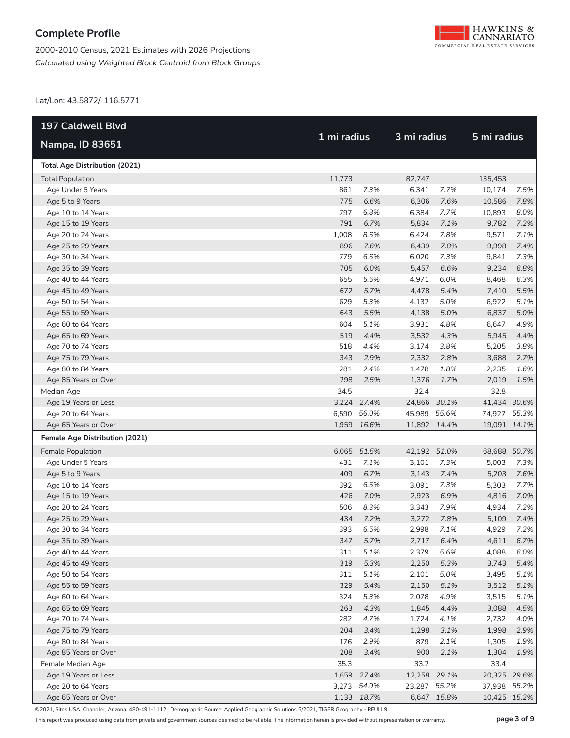# Complete Profile

2000-2010 Census, 2021 Estimates with 2026 Projections
*Calculated using Weighted Block Centroid from Block Groups*

Lat/Lon: 43.5872/-116.5771

| 197 Caldwell Blvd<br>Nampa, ID 83651 | 1 mi radius | | 3 mi radius | | 5 mi radius | |
|---|---|---|---|---|---|---|
| **Total Age Distribution (2021)** | | | | | | |
| Total Population | 11,773 | | 82,747 | | 135,453 | |
| Age Under 5 Years | 861 | *7.3%* | 6,341 | *7.7%* | 10,174 | *7.5%* |
| Age 5 to 9 Years | 775 | *6.6%* | 6,306 | *7.6%* | 10,586 | *7.8%* |
| Age 10 to 14 Years | 797 | *6.8%* | 6,384 | *7.7%* | 10,893 | *8.0%* |
| Age 15 to 19 Years | 791 | *6.7%* | 5,834 | *7.1%* | 9,782 | *7.2%* |
| Age 20 to 24 Years | 1,008 | *8.6%* | 6,424 | *7.8%* | 9,571 | *7.1%* |
| Age 25 to 29 Years | 896 | *7.6%* | 6,439 | *7.8%* | 9,998 | *7.4%* |
| Age 30 to 34 Years | 779 | *6.6%* | 6,020 | *7.3%* | 9,841 | *7.3%* |
| Age 35 to 39 Years | 705 | *6.0%* | 5,457 | *6.6%* | 9,234 | *6.8%* |
| Age 40 to 44 Years | 655 | *5.6%* | 4,971 | *6.0%* | 8,468 | *6.3%* |
| Age 45 to 49 Years | 672 | *5.7%* | 4,478 | *5.4%* | 7,410 | *5.5%* |
| Age 50 to 54 Years | 629 | *5.3%* | 4,132 | *5.0%* | 6,922 | *5.1%* |
| Age 55 to 59 Years | 643 | *5.5%* | 4,138 | *5.0%* | 6,837 | *5.0%* |
| Age 60 to 64 Years | 604 | *5.1%* | 3,931 | *4.8%* | 6,647 | *4.9%* |
| Age 65 to 69 Years | 519 | *4.4%* | 3,532 | *4.3%* | 5,945 | *4.4%* |
| Age 70 to 74 Years | 518 | *4.4%* | 3,174 | *3.8%* | 5,205 | *3.8%* |
| Age 75 to 79 Years | 343 | *2.9%* | 2,332 | *2.8%* | 3,688 | *2.7%* |
| Age 80 to 84 Years | 281 | *2.4%* | 1,478 | *1.8%* | 2,235 | *1.6%* |
| Age 85 Years or Over | 298 | *2.5%* | 1,376 | *1.7%* | 2,019 | *1.5%* |
| Median Age | 34.5 | | 32.4 | | 32.8 | |
| Age 19 Years or Less | 3,224 | *27.4%* | 24,866 | *30.1%* | 41,434 | *30.6%* |
| Age 20 to 64 Years | 6,590 | *56.0%* | 45,989 | *55.6%* | 74,927 | *55.3%* |
| Age 65 Years or Over | 1,959 | *16.6%* | 11,892 | *14.4%* | 19,091 | *14.1%* |
| **Female Age Distribution (2021)** | | | | | | |
| Female Population | 6,065 | *51.5%* | 42,192 | *51.0%* | 68,688 | *50.7%* |
| Age Under 5 Years | 431 | *7.1%* | 3,101 | *7.3%* | 5,003 | *7.3%* |
| Age 5 to 9 Years | 409 | *6.7%* | 3,143 | *7.4%* | 5,203 | *7.6%* |
| Age 10 to 14 Years | 392 | *6.5%* | 3,091 | *7.3%* | 5,303 | *7.7%* |
| Age 15 to 19 Years | 426 | *7.0%* | 2,923 | *6.9%* | 4,816 | *7.0%* |
| Age 20 to 24 Years | 506 | *8.3%* | 3,343 | *7.9%* | 4,934 | *7.2%* |
| Age 25 to 29 Years | 434 | *7.2%* | 3,272 | *7.8%* | 5,109 | *7.4%* |
| Age 30 to 34 Years | 393 | *6.5%* | 2,998 | *7.1%* | 4,929 | *7.2%* |
| Age 35 to 39 Years | 347 | *5.7%* | 2,717 | *6.4%* | 4,611 | *6.7%* |
| Age 40 to 44 Years | 311 | *5.1%* | 2,379 | *5.6%* | 4,088 | *6.0%* |
| Age 45 to 49 Years | 319 | *5.3%* | 2,250 | *5.3%* | 3,743 | *5.4%* |
| Age 50 to 54 Years | 311 | *5.1%* | 2,101 | *5.0%* | 3,495 | *5.1%* |
| Age 55 to 59 Years | 329 | *5.4%* | 2,150 | *5.1%* | 3,512 | *5.1%* |
| Age 60 to 64 Years | 324 | *5.3%* | 2,078 | *4.9%* | 3,515 | *5.1%* |
| Age 65 to 69 Years | 263 | *4.3%* | 1,845 | *4.4%* | 3,088 | *4.5%* |
| Age 70 to 74 Years | 282 | *4.7%* | 1,724 | *4.1%* | 2,732 | *4.0%* |
| Age 75 to 79 Years | 204 | *3.4%* | 1,298 | *3.1%* | 1,998 | *2.9%* |
| Age 80 to 84 Years | 176 | *2.9%* | 879 | *2.1%* | 1,305 | *1.9%* |
| Age 85 Years or Over | 208 | *3.4%* | 900 | *2.1%* | 1,304 | *1.9%* |
| Female Median Age | 35.3 | | 33.2 | | 33.4 | |
| Age 19 Years or Less | 1,659 | *27.4%* | 12,258 | *29.1%* | 20,325 | *29.6%* |
| Age 20 to 64 Years | 3,273 | *54.0%* | 23,287 | *55.2%* | 37,938 | *55.2%* |
| Age 65 Years or Over | 1,133 | *18.7%* | 6,647 | *15.8%* | 10,425 | *15.2%* |

©2021, Sites USA, Chandler, Arizona, 480-491-1112 Demographic Source: Applied Geographic Solutions 5/2021, TIGER Geography - RFULL9

This report was produced using data from private and government sources deemed to be reliable. The information herein is provided without representation or warranty.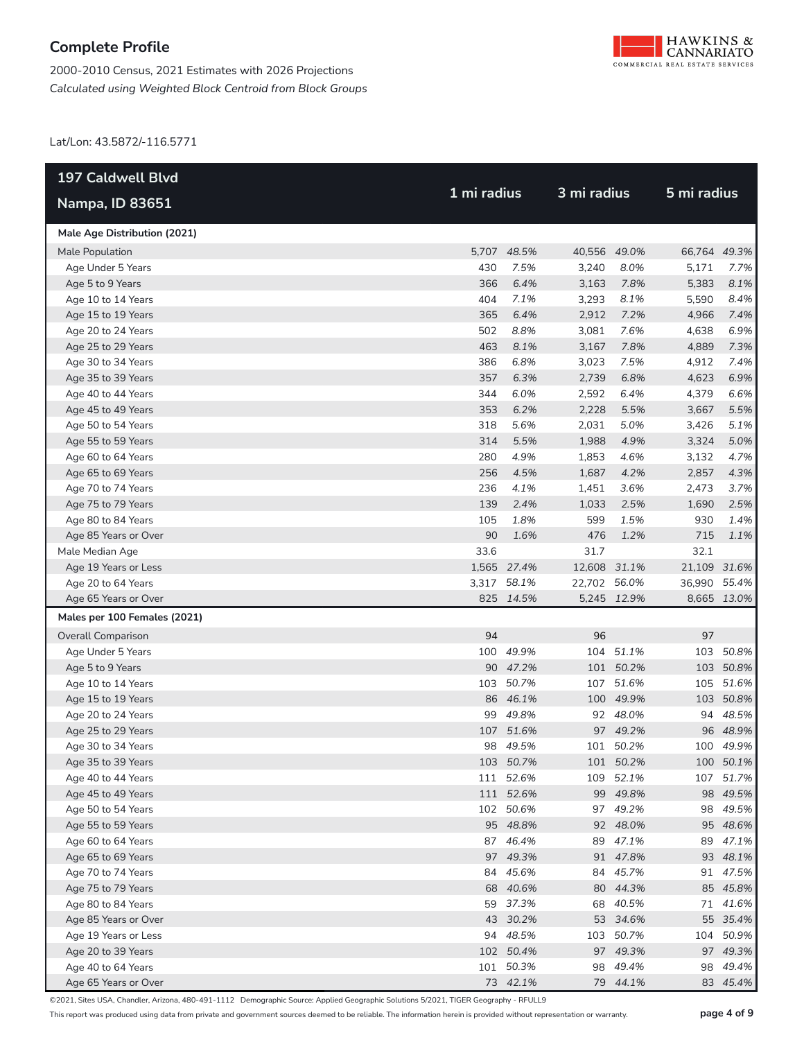## Complete Profile

2000-2010 Census, 2021 Estimates with 2026 Projections
*Calculated using Weighted Block Centroid from Block Groups*

Lat/Lon: 43.5872/-116.5771

| 197 Caldwell Blvd<br>Nampa, ID 83651 | 1 mi radius | | 3 mi radius | | 5 mi radius | |
|---|---|---|---|---|---|---|
| **Male Age Distribution (2021)** | | | | | | |
| Male Population | 5,707 | *48.5%* | 40,556 | *49.0%* | 66,764 | *49.3%* |
| Age Under 5 Years | 430 | *7.5%* | 3,240 | *8.0%* | 5,171 | *7.7%* |
| Age 5 to 9 Years | 366 | *6.4%* | 3,163 | *7.8%* | 5,383 | *8.1%* |
| Age 10 to 14 Years | 404 | *7.1%* | 3,293 | *8.1%* | 5,590 | *8.4%* |
| Age 15 to 19 Years | 365 | *6.4%* | 2,912 | *7.2%* | 4,966 | *7.4%* |
| Age 20 to 24 Years | 502 | *8.8%* | 3,081 | *7.6%* | 4,638 | *6.9%* |
| Age 25 to 29 Years | 463 | *8.1%* | 3,167 | *7.8%* | 4,889 | *7.3%* |
| Age 30 to 34 Years | 386 | *6.8%* | 3,023 | *7.5%* | 4,912 | *7.4%* |
| Age 35 to 39 Years | 357 | *6.3%* | 2,739 | *6.8%* | 4,623 | *6.9%* |
| Age 40 to 44 Years | 344 | *6.0%* | 2,592 | *6.4%* | 4,379 | *6.6%* |
| Age 45 to 49 Years | 353 | *6.2%* | 2,228 | *5.5%* | 3,667 | *5.5%* |
| Age 50 to 54 Years | 318 | *5.6%* | 2,031 | *5.0%* | 3,426 | *5.1%* |
| Age 55 to 59 Years | 314 | *5.5%* | 1,988 | *4.9%* | 3,324 | *5.0%* |
| Age 60 to 64 Years | 280 | *4.9%* | 1,853 | *4.6%* | 3,132 | *4.7%* |
| Age 65 to 69 Years | 256 | *4.5%* | 1,687 | *4.2%* | 2,857 | *4.3%* |
| Age 70 to 74 Years | 236 | *4.1%* | 1,451 | *3.6%* | 2,473 | *3.7%* |
| Age 75 to 79 Years | 139 | *2.4%* | 1,033 | *2.5%* | 1,690 | *2.5%* |
| Age 80 to 84 Years | 105 | *1.8%* | 599 | *1.5%* | 930 | *1.4%* |
| Age 85 Years or Over | 90 | *1.6%* | 476 | *1.2%* | 715 | *1.1%* |
| Male Median Age | 33.6 | | 31.7 | | 32.1 | |
| Age 19 Years or Less | 1,565 | *27.4%* | 12,608 | *31.1%* | 21,109 | *31.6%* |
| Age 20 to 64 Years | 3,317 | *58.1%* | 22,702 | *56.0%* | 36,990 | *55.4%* |
| Age 65 Years or Over | 825 | *14.5%* | 5,245 | *12.9%* | 8,665 | *13.0%* |
| **Males per 100 Females (2021)** | | | | | | |
| Overall Comparison | 94 | | 96 | | 97 | |
| Age Under 5 Years | 100 | *49.9%* | 104 | *51.1%* | 103 | *50.8%* |
| Age 5 to 9 Years | 90 | *47.2%* | 101 | *50.2%* | 103 | *50.8%* |
| Age 10 to 14 Years | 103 | *50.7%* | 107 | *51.6%* | 105 | *51.6%* |
| Age 15 to 19 Years | 86 | *46.1%* | 100 | *49.9%* | 103 | *50.8%* |
| Age 20 to 24 Years | 99 | *49.8%* | 92 | *48.0%* | 94 | *48.5%* |
| Age 25 to 29 Years | 107 | *51.6%* | 97 | *49.2%* | 96 | *48.9%* |
| Age 30 to 34 Years | 98 | *49.5%* | 101 | *50.2%* | 100 | *49.9%* |
| Age 35 to 39 Years | 103 | *50.7%* | 101 | *50.2%* | 100 | *50.1%* |
| Age 40 to 44 Years | 111 | *52.6%* | 109 | *52.1%* | 107 | *51.7%* |
| Age 45 to 49 Years | 111 | *52.6%* | 99 | *49.8%* | 98 | *49.5%* |
| Age 50 to 54 Years | 102 | *50.6%* | 97 | *49.2%* | 98 | *49.5%* |
| Age 55 to 59 Years | 95 | *48.8%* | 92 | *48.0%* | 95 | *48.6%* |
| Age 60 to 64 Years | 87 | *46.4%* | 89 | *47.1%* | 89 | *47.1%* |
| Age 65 to 69 Years | 97 | *49.3%* | 91 | *47.8%* | 93 | *48.1%* |
| Age 70 to 74 Years | 84 | *45.6%* | 84 | *45.7%* | 91 | *47.5%* |
| Age 75 to 79 Years | 68 | *40.6%* | 80 | *44.3%* | 85 | *45.8%* |
| Age 80 to 84 Years | 59 | *37.3%* | 68 | *40.5%* | 71 | *41.6%* |
| Age 85 Years or Over | 43 | *30.2%* | 53 | *34.6%* | 55 | *35.4%* |
| Age 19 Years or Less | 94 | *48.5%* | 103 | *50.7%* | 104 | *50.9%* |
| Age 20 to 39 Years | 102 | *50.4%* | 97 | *49.3%* | 97 | *49.3%* |
| Age 40 to 64 Years | 101 | *50.3%* | 98 | *49.4%* | 98 | *49.4%* |
| Age 65 Years or Over | 73 | *42.1%* | 79 | *44.1%* | 83 | *45.4%* |

©2021, Sites USA, Chandler, Arizona, 480-491-1112 Demographic Source: Applied Geographic Solutions 5/2021, TIGER Geography - RFULL9

This report was produced using data from private and government sources deemed to be reliable. The information herein is provided without representation or warranty.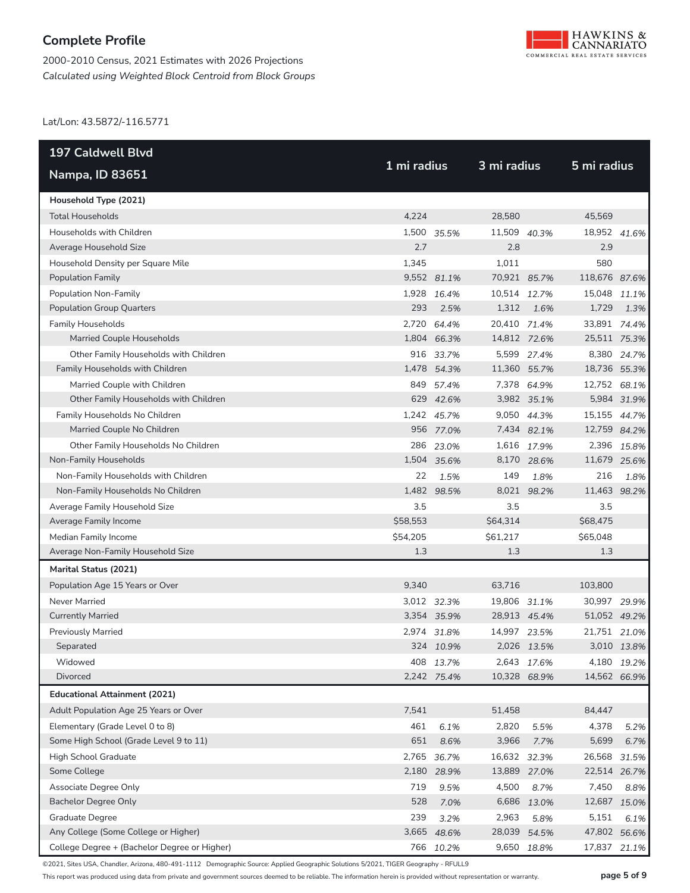# Complete Profile

2000-2010 Census, 2021 Estimates with 2026 Projections
*Calculated using Weighted Block Centroid from Block Groups*

Lat/Lon: 43.5872/-116.5771

| 197 Caldwell Blvd Nampa, ID 83651 | 1 mi radius | | 3 mi radius | | 5 mi radius | |
|---|---|---|---|---|---|---|
| **Household Type (2021)** | | | | | | |
| Total Households | 4,224 | | 28,580 | | 45,569 | |
| Households with Children | 1,500 | *35.5%* | 11,509 | *40.3%* | 18,952 | *41.6%* |
| Average Household Size | 2.7 | | 2.8 | | 2.9 | |
| Household Density per Square Mile | 1,345 | | 1,011 | | 580 | |
| Population Family | 9,552 | *81.1%* | 70,921 | *85.7%* | 118,676 | *87.6%* |
| Population Non-Family | 1,928 | *16.4%* | 10,514 | *12.7%* | 15,048 | *11.1%* |
| Population Group Quarters | 293 | *2.5%* | 1,312 | *1.6%* | 1,729 | *1.3%* |
| Family Households | 2,720 | *64.4%* | 20,410 | *71.4%* | 33,891 | *74.4%* |
| Married Couple Households | 1,804 | *66.3%* | 14,812 | *72.6%* | 25,511 | *75.3%* |
| Other Family Households with Children | 916 | *33.7%* | 5,599 | *27.4%* | 8,380 | *24.7%* |
| Family Households with Children | 1,478 | *54.3%* | 11,360 | *55.7%* | 18,736 | *55.3%* |
| Married Couple with Children | 849 | *57.4%* | 7,378 | *64.9%* | 12,752 | *68.1%* |
| Other Family Households with Children | 629 | *42.6%* | 3,982 | *35.1%* | 5,984 | *31.9%* |
| Family Households No Children | 1,242 | *45.7%* | 9,050 | *44.3%* | 15,155 | *44.7%* |
| Married Couple No Children | 956 | *77.0%* | 7,434 | *82.1%* | 12,759 | *84.2%* |
| Other Family Households No Children | 286 | *23.0%* | 1,616 | *17.9%* | 2,396 | *15.8%* |
| Non-Family Households | 1,504 | *35.6%* | 8,170 | *28.6%* | 11,679 | *25.6%* |
| Non-Family Households with Children | 22 | *1.5%* | 149 | *1.8%* | 216 | *1.8%* |
| Non-Family Households No Children | 1,482 | *98.5%* | 8,021 | *98.2%* | 11,463 | *98.2%* |
| Average Family Household Size | 3.5 | | 3.5 | | 3.5 | |
| Average Family Income | $58,553 | | $64,314 | | $68,475 | |
| Median Family Income | $54,205 | | $61,217 | | $65,048 | |
| Average Non-Family Household Size | 1.3 | | 1.3 | | 1.3 | |
| **Marital Status (2021)** | | | | | | |
| Population Age 15 Years or Over | 9,340 | | 63,716 | | 103,800 | |
| Never Married | 3,012 | *32.3%* | 19,806 | *31.1%* | 30,997 | *29.9%* |
| Currently Married | 3,354 | *35.9%* | 28,913 | *45.4%* | 51,052 | *49.2%* |
| Previously Married | 2,974 | *31.8%* | 14,997 | *23.5%* | 21,751 | *21.0%* |
| Separated | 324 | *10.9%* | 2,026 | *13.5%* | 3,010 | *13.8%* |
| Widowed | 408 | *13.7%* | 2,643 | *17.6%* | 4,180 | *19.2%* |
| Divorced | 2,242 | *75.4%* | 10,328 | *68.9%* | 14,562 | *66.9%* |
| **Educational Attainment (2021)** | | | | | | |
| Adult Population Age 25 Years or Over | 7,541 | | 51,458 | | 84,447 | |
| Elementary (Grade Level 0 to 8) | 461 | *6.1%* | 2,820 | *5.5%* | 4,378 | *5.2%* |
| Some High School (Grade Level 9 to 11) | 651 | *8.6%* | 3,966 | *7.7%* | 5,699 | *6.7%* |
| High School Graduate | 2,765 | *36.7%* | 16,632 | *32.3%* | 26,568 | *31.5%* |
| Some College | 2,180 | *28.9%* | 13,889 | *27.0%* | 22,514 | *26.7%* |
| Associate Degree Only | 719 | *9.5%* | 4,500 | *8.7%* | 7,450 | *8.8%* |
| Bachelor Degree Only | 528 | *7.0%* | 6,686 | *13.0%* | 12,687 | *15.0%* |
| Graduate Degree | 239 | *3.2%* | 2,963 | *5.8%* | 5,151 | *6.1%* |
| Any College (Some College or Higher) | 3,665 | *48.6%* | 28,039 | *54.5%* | 47,802 | *56.6%* |
| College Degree + (Bachelor Degree or Higher) | 766 | *10.2%* | 9,650 | *18.8%* | 17,837 | *21.1%* |

©2021, Sites USA, Chandler, Arizona, 480-491-1112 Demographic Source: Applied Geographic Solutions 5/2021, TIGER Geography - RFULL9

This report was produced using data from private and government sources deemed to be reliable. The information herein is provided without representation or warranty.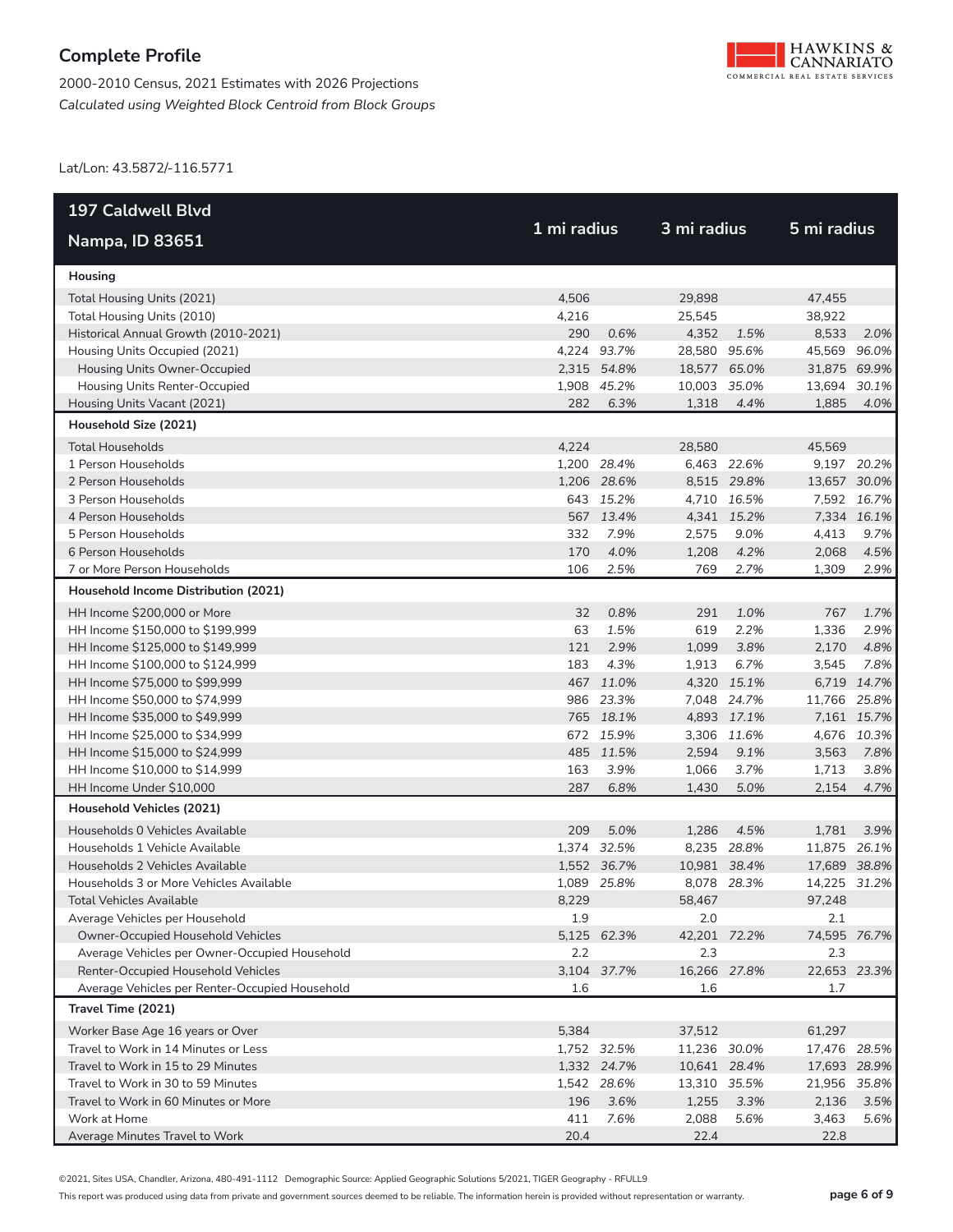# Complete Profile

2000-2010 Census, 2021 Estimates with 2026 Projections
*Calculated using Weighted Block Centroid from Block Groups*

Lat/Lon: 43.5872/-116.5771

| 197 Caldwell Blvd<br>Nampa, ID 83651 | 1 mi radius | | 3 mi radius | | 5 mi radius | |
|---|---|---|---|---|---|---|
| **Housing** | | | | | | |
| Total Housing Units (2021) | 4,506 | | 29,898 | | 47,455 | |
| Total Housing Units (2010) | 4,216 | | 25,545 | | 38,922 | |
| Historical Annual Growth (2010-2021) | 290 | *0.6%* | 4,352 | *1.5%* | 8,533 | *2.0%* |
| Housing Units Occupied (2021) | 4,224 | *93.7%* | 28,580 | *95.6%* | 45,569 | *96.0%* |
| Housing Units Owner-Occupied | 2,315 | *54.8%* | 18,577 | *65.0%* | 31,875 | *69.9%* |
| Housing Units Renter-Occupied | 1,908 | *45.2%* | 10,003 | *35.0%* | 13,694 | *30.1%* |
| Housing Units Vacant (2021) | 282 | *6.3%* | 1,318 | *4.4%* | 1,885 | *4.0%* |
| **Household Size (2021)** | | | | | | |
| Total Households | 4,224 | | 28,580 | | 45,569 | |
| 1 Person Households | 1,200 | *28.4%* | 6,463 | *22.6%* | 9,197 | *20.2%* |
| 2 Person Households | 1,206 | *28.6%* | 8,515 | *29.8%* | 13,657 | *30.0%* |
| 3 Person Households | 643 | *15.2%* | 4,710 | *16.5%* | 7,592 | *16.7%* |
| 4 Person Households | 567 | *13.4%* | 4,341 | *15.2%* | 7,334 | *16.1%* |
| 5 Person Households | 332 | *7.9%* | 2,575 | *9.0%* | 4,413 | *9.7%* |
| 6 Person Households | 170 | *4.0%* | 1,208 | *4.2%* | 2,068 | *4.5%* |
| 7 or More Person Households | 106 | *2.5%* | 769 | *2.7%* | 1,309 | *2.9%* |
| **Household Income Distribution (2021)** | | | | | | |
| HH Income $200,000 or More | 32 | *0.8%* | 291 | *1.0%* | 767 | *1.7%* |
| HH Income $150,000 to $199,999 | 63 | *1.5%* | 619 | *2.2%* | 1,336 | *2.9%* |
| HH Income $125,000 to $149,999 | 121 | *2.9%* | 1,099 | *3.8%* | 2,170 | *4.8%* |
| HH Income $100,000 to $124,999 | 183 | *4.3%* | 1,913 | *6.7%* | 3,545 | *7.8%* |
| HH Income $75,000 to $99,999 | 467 | *11.0%* | 4,320 | *15.1%* | 6,719 | *14.7%* |
| HH Income $50,000 to $74,999 | 986 | *23.3%* | 7,048 | *24.7%* | 11,766 | *25.8%* |
| HH Income $35,000 to $49,999 | 765 | *18.1%* | 4,893 | *17.1%* | 7,161 | *15.7%* |
| HH Income $25,000 to $34,999 | 672 | *15.9%* | 3,306 | *11.6%* | 4,676 | *10.3%* |
| HH Income $15,000 to $24,999 | 485 | *11.5%* | 2,594 | *9.1%* | 3,563 | *7.8%* |
| HH Income $10,000 to $14,999 | 163 | *3.9%* | 1,066 | *3.7%* | 1,713 | *3.8%* |
| HH Income Under $10,000 | 287 | *6.8%* | 1,430 | *5.0%* | 2,154 | *4.7%* |
| **Household Vehicles (2021)** | | | | | | |
| Households 0 Vehicles Available | 209 | *5.0%* | 1,286 | *4.5%* | 1,781 | *3.9%* |
| Households 1 Vehicle Available | 1,374 | *32.5%* | 8,235 | *28.8%* | 11,875 | *26.1%* |
| Households 2 Vehicles Available | 1,552 | *36.7%* | 10,981 | *38.4%* | 17,689 | *38.8%* |
| Households 3 or More Vehicles Available | 1,089 | *25.8%* | 8,078 | *28.3%* | 14,225 | *31.2%* |
| Total Vehicles Available | 8,229 | | 58,467 | | 97,248 | |
| Average Vehicles per Household | 1.9 | | 2.0 | | 2.1 | |
| Owner-Occupied Household Vehicles | 5,125 | *62.3%* | 42,201 | *72.2%* | 74,595 | *76.7%* |
| Average Vehicles per Owner-Occupied Household | 2.2 | | 2.3 | | 2.3 | |
| Renter-Occupied Household Vehicles | 3,104 | *37.7%* | 16,266 | *27.8%* | 22,653 | *23.3%* |
| Average Vehicles per Renter-Occupied Household | 1.6 | | 1.6 | | 1.7 | |
| **Travel Time (2021)** | | | | | | |
| Worker Base Age 16 years or Over | 5,384 | | 37,512 | | 61,297 | |
| Travel to Work in 14 Minutes or Less | 1,752 | *32.5%* | 11,236 | *30.0%* | 17,476 | *28.5%* |
| Travel to Work in 15 to 29 Minutes | 1,332 | *24.7%* | 10,641 | *28.4%* | 17,693 | *28.9%* |
| Travel to Work in 30 to 59 Minutes | 1,542 | *28.6%* | 13,310 | *35.5%* | 21,956 | *35.8%* |
| Travel to Work in 60 Minutes or More | 196 | *3.6%* | 1,255 | *3.3%* | 2,136 | *3.5%* |
| Work at Home | 411 | *7.6%* | 2,088 | *5.6%* | 3,463 | *5.6%* |
| Average Minutes Travel to Work | 20.4 | | 22.4 | | 22.8 | |

©2021, Sites USA, Chandler, Arizona, 480-491-1112 Demographic Source: Applied Geographic Solutions 5/2021, TIGER Geography - RFULL9

This report was produced using data from private and government sources deemed to be reliable. The information herein is provided without representation or warranty.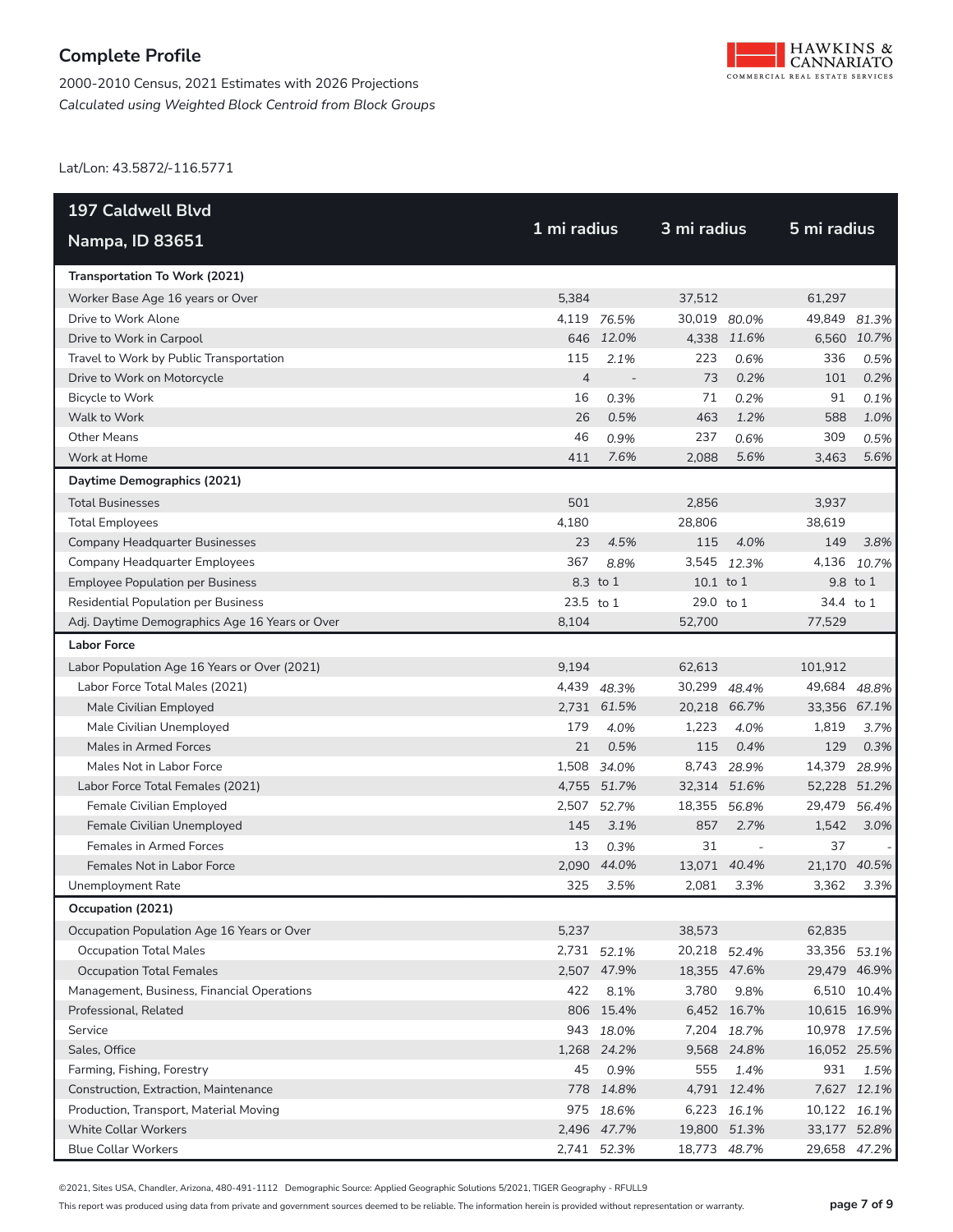# Complete Profile

2000-2010 Census, 2021 Estimates with 2026 Projections

*Calculated using Weighted Block Centroid from Block Groups*

Lat/Lon: 43.5872/-116.5771

| 197 Caldwell Blvd<br>Nampa, ID 83651 | 1 mi radius | | 3 mi radius | | 5 mi radius | |
|---|---|---|---|---|---|---|
| **Transportation To Work (2021)** | | | | | | |
| Worker Base Age 16 years or Over | 5,384 | | 37,512 | | 61,297 | |
| Drive to Work Alone | 4,119 | *76.5%* | 30,019 | *80.0%* | 49,849 | *81.3%* |
| Drive to Work in Carpool | 646 | *12.0%* | 4,338 | *11.6%* | 6,560 | *10.7%* |
| Travel to Work by Public Transportation | 115 | *2.1%* | 223 | *0.6%* | 336 | *0.5%* |
| Drive to Work on Motorcycle | 4 | - | 73 | *0.2%* | 101 | *0.2%* |
| Bicycle to Work | 16 | *0.3%* | 71 | *0.2%* | 91 | *0.1%* |
| Walk to Work | 26 | *0.5%* | 463 | *1.2%* | 588 | *1.0%* |
| Other Means | 46 | *0.9%* | 237 | *0.6%* | 309 | *0.5%* |
| Work at Home | 411 | *7.6%* | 2,088 | *5.6%* | 3,463 | *5.6%* |
| **Daytime Demographics (2021)** | | | | | | |
| Total Businesses | 501 | | 2,856 | | 3,937 | |
| Total Employees | 4,180 | | 28,806 | | 38,619 | |
| Company Headquarter Businesses | 23 | *4.5%* | 115 | *4.0%* | 149 | *3.8%* |
| Company Headquarter Employees | 367 | *8.8%* | 3,545 | *12.3%* | 4,136 | *10.7%* |
| Employee Population per Business | 8.3 | to 1 | 10.1 | to 1 | 9.8 | to 1 |
| Residential Population per Business | 23.5 | to 1 | 29.0 | to 1 | 34.4 | to 1 |
| Adj. Daytime Demographics Age 16 Years or Over | 8,104 | | 52,700 | | 77,529 | |
| **Labor Force** | | | | | | |
| Labor Population Age 16 Years or Over (2021) | 9,194 | | 62,613 | | 101,912 | |
| Labor Force Total Males (2021) | 4,439 | *48.3%* | 30,299 | *48.4%* | 49,684 | *48.8%* |
| Male Civilian Employed | 2,731 | *61.5%* | 20,218 | *66.7%* | 33,356 | *67.1%* |
| Male Civilian Unemployed | 179 | *4.0%* | 1,223 | *4.0%* | 1,819 | *3.7%* |
| Males in Armed Forces | 21 | *0.5%* | 115 | *0.4%* | 129 | *0.3%* |
| Males Not in Labor Force | 1,508 | *34.0%* | 8,743 | *28.9%* | 14,379 | *28.9%* |
| Labor Force Total Females (2021) | 4,755 | *51.7%* | 32,314 | *51.6%* | 52,228 | *51.2%* |
| Female Civilian Employed | 2,507 | *52.7%* | 18,355 | *56.8%* | 29,479 | *56.4%* |
| Female Civilian Unemployed | 145 | *3.1%* | 857 | *2.7%* | 1,542 | *3.0%* |
| Females in Armed Forces | 13 | *0.3%* | 31 | - | 37 | - |
| Females Not in Labor Force | 2,090 | *44.0%* | 13,071 | *40.4%* | 21,170 | *40.5%* |
| Unemployment Rate | 325 | *3.5%* | 2,081 | *3.3%* | 3,362 | *3.3%* |
| **Occupation (2021)** | | | | | | |
| Occupation Population Age 16 Years or Over | 5,237 | | 38,573 | | 62,835 | |
| Occupation Total Males | 2,731 | *52.1%* | 20,218 | *52.4%* | 33,356 | *53.1%* |
| Occupation Total Females | 2,507 | 47.9% | 18,355 | 47.6% | 29,479 | 46.9% |
| Management, Business, Financial Operations | 422 | 8.1% | 3,780 | 9.8% | 6,510 | 10.4% |
| Professional, Related | 806 | 15.4% | 6,452 | 16.7% | 10,615 | 16.9% |
| Service | 943 | *18.0%* | 7,204 | *18.7%* | 10,978 | *17.5%* |
| Sales, Office | 1,268 | 24.2% | 9,568 | 24.8% | 16,052 | 25.5% |
| Farming, Fishing, Forestry | 45 | *0.9%* | 555 | *1.4%* | 931 | *1.5%* |
| Construction, Extraction, Maintenance | 778 | *14.8%* | 4,791 | *12.4%* | 7,627 | *12.1%* |
| Production, Transport, Material Moving | 975 | *18.6%* | 6,223 | *16.1%* | 10,122 | *16.1%* |
| White Collar Workers | 2,496 | *47.7%* | 19,800 | *51.3%* | 33,177 | *52.8%* |
| Blue Collar Workers | 2,741 | *52.3%* | 18,773 | *48.7%* | 29,658 | *47.2%* |

©2021, Sites USA, Chandler, Arizona, 480-491-1112 Demographic Source: Applied Geographic Solutions 5/2021, TIGER Geography - RFULL9

This report was produced using data from private and government sources deemed to be reliable. The information herein is provided without representation or warranty.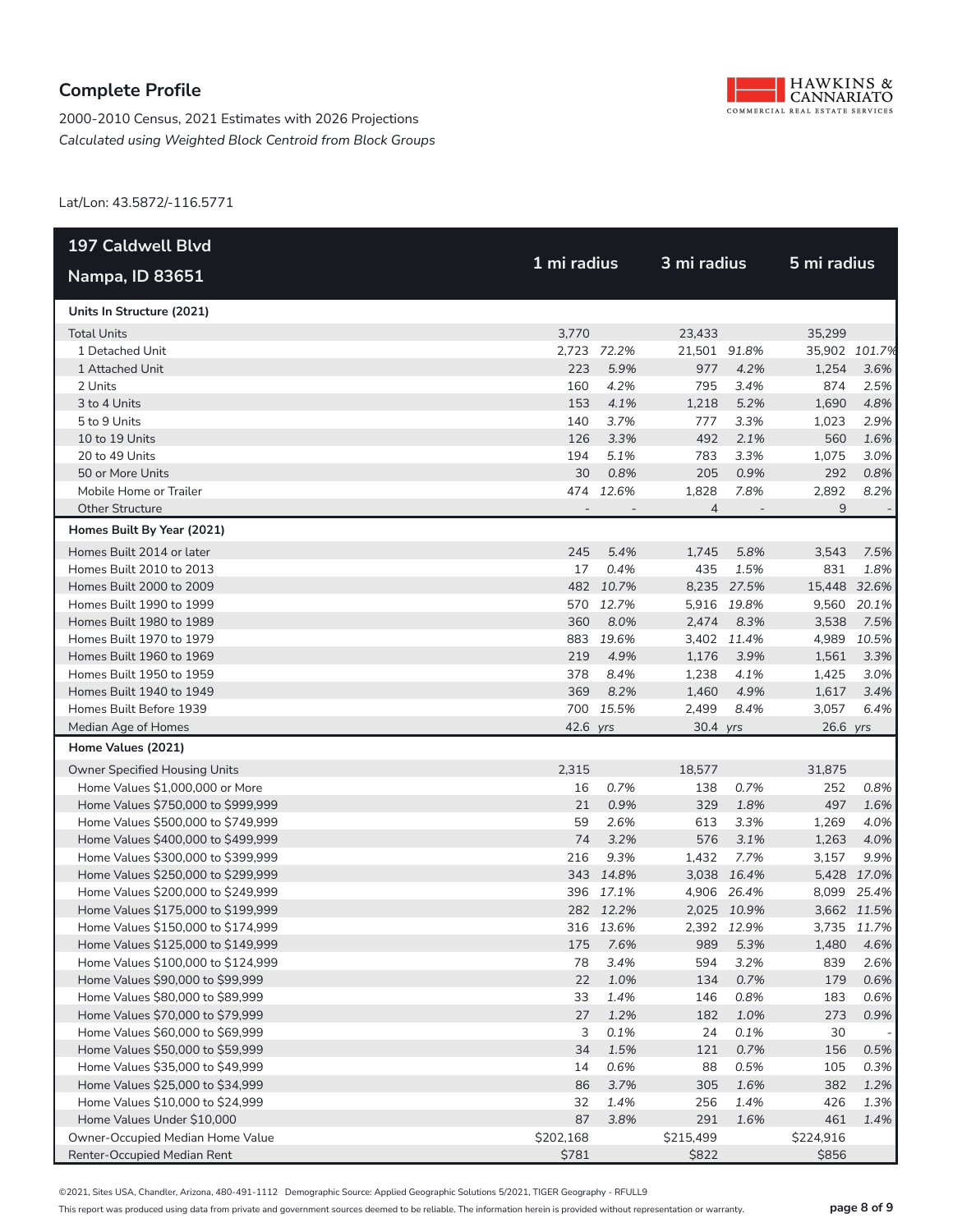## Complete Profile

2000-2010 Census, 2021 Estimates with 2026 Projections
*Calculated using Weighted Block Centroid from Block Groups*

HAWKINS & CANNARIATO
COMMERCIAL REAL ESTATE SERVICES

Lat/Lon: 43.5872/-116.5771

| 197 Caldwell Blvd Nampa, ID 83651 | 1 mi radius | | 3 mi radius | | 5 mi radius | |
|---|---|---|---|---|---|---|
| **Units In Structure (2021)** | | | | | | |
| Total Units | 3,770 | | 23,433 | | 35,299 | |
| 1 Detached Unit | 2,723 | *72.2%* | 21,501 | *91.8%* | 35,902 | *101.7%* |
| 1 Attached Unit | 223 | *5.9%* | 977 | *4.2%* | 1,254 | *3.6%* |
| 2 Units | 160 | *4.2%* | 795 | *3.4%* | 874 | *2.5%* |
| 3 to 4 Units | 153 | *4.1%* | 1,218 | *5.2%* | 1,690 | *4.8%* |
| 5 to 9 Units | 140 | *3.7%* | 777 | *3.3%* | 1,023 | *2.9%* |
| 10 to 19 Units | 126 | *3.3%* | 492 | *2.1%* | 560 | *1.6%* |
| 20 to 49 Units | 194 | *5.1%* | 783 | *3.3%* | 1,075 | *3.0%* |
| 50 or More Units | 30 | *0.8%* | 205 | *0.9%* | 292 | *0.8%* |
| Mobile Home or Trailer | 474 | *12.6%* | 1,828 | *7.8%* | 2,892 | *8.2%* |
| Other Structure | - | - | 4 | - | 9 | - |
| **Homes Built By Year (2021)** | | | | | | |
| Homes Built 2014 or later | 245 | *5.4%* | 1,745 | *5.8%* | 3,543 | *7.5%* |
| Homes Built 2010 to 2013 | 17 | *0.4%* | 435 | *1.5%* | 831 | *1.8%* |
| Homes Built 2000 to 2009 | 482 | *10.7%* | 8,235 | *27.5%* | 15,448 | *32.6%* |
| Homes Built 1990 to 1999 | 570 | *12.7%* | 5,916 | *19.8%* | 9,560 | *20.1%* |
| Homes Built 1980 to 1989 | 360 | *8.0%* | 2,474 | *8.3%* | 3,538 | *7.5%* |
| Homes Built 1970 to 1979 | 883 | *19.6%* | 3,402 | *11.4%* | 4,989 | *10.5%* |
| Homes Built 1960 to 1969 | 219 | *4.9%* | 1,176 | *3.9%* | 1,561 | *3.3%* |
| Homes Built 1950 to 1959 | 378 | *8.4%* | 1,238 | *4.1%* | 1,425 | *3.0%* |
| Homes Built 1940 to 1949 | 369 | *8.2%* | 1,460 | *4.9%* | 1,617 | *3.4%* |
| Homes Built Before 1939 | 700 | *15.5%* | 2,499 | *8.4%* | 3,057 | *6.4%* |
| Median Age of Homes | 42.6 | *yrs* | 30.4 | *yrs* | 26.6 | *yrs* |
| **Home Values (2021)** | | | | | | |
| Owner Specified Housing Units | 2,315 | | 18,577 | | 31,875 | |
| Home Values $1,000,000 or More | 16 | *0.7%* | 138 | *0.7%* | 252 | *0.8%* |
| Home Values $750,000 to $999,999 | 21 | *0.9%* | 329 | *1.8%* | 497 | *1.6%* |
| Home Values $500,000 to $749,999 | 59 | *2.6%* | 613 | *3.3%* | 1,269 | *4.0%* |
| Home Values $400,000 to $499,999 | 74 | *3.2%* | 576 | *3.1%* | 1,263 | *4.0%* |
| Home Values $300,000 to $399,999 | 216 | *9.3%* | 1,432 | *7.7%* | 3,157 | *9.9%* |
| Home Values $250,000 to $299,999 | 343 | *14.8%* | 3,038 | *16.4%* | 5,428 | *17.0%* |
| Home Values $200,000 to $249,999 | 396 | *17.1%* | 4,906 | *26.4%* | 8,099 | *25.4%* |
| Home Values $175,000 to $199,999 | 282 | *12.2%* | 2,025 | *10.9%* | 3,662 | *11.5%* |
| Home Values $150,000 to $174,999 | 316 | *13.6%* | 2,392 | *12.9%* | 3,735 | *11.7%* |
| Home Values $125,000 to $149,999 | 175 | *7.6%* | 989 | *5.3%* | 1,480 | *4.6%* |
| Home Values $100,000 to $124,999 | 78 | *3.4%* | 594 | *3.2%* | 839 | *2.6%* |
| Home Values $90,000 to $99,999 | 22 | *1.0%* | 134 | *0.7%* | 179 | *0.6%* |
| Home Values $80,000 to $89,999 | 33 | *1.4%* | 146 | *0.8%* | 183 | *0.6%* |
| Home Values $70,000 to $79,999 | 27 | *1.2%* | 182 | *1.0%* | 273 | *0.9%* |
| Home Values $60,000 to $69,999 | 3 | *0.1%* | 24 | *0.1%* | 30 | - |
| Home Values $50,000 to $59,999 | 34 | *1.5%* | 121 | *0.7%* | 156 | *0.5%* |
| Home Values $35,000 to $49,999 | 14 | *0.6%* | 88 | *0.5%* | 105 | *0.3%* |
| Home Values $25,000 to $34,999 | 86 | *3.7%* | 305 | *1.6%* | 382 | *1.2%* |
| Home Values $10,000 to $24,999 | 32 | *1.4%* | 256 | *1.4%* | 426 | *1.3%* |
| Home Values Under $10,000 | 87 | *3.8%* | 291 | *1.6%* | 461 | *1.4%* |
| Owner-Occupied Median Home Value | $202,168 | | $215,499 | | $224,916 | |
| Renter-Occupied Median Rent | $781 | | $822 | | $856 | |

©2021, Sites USA, Chandler, Arizona, 480-491-1112 Demographic Source: Applied Geographic Solutions 5/2021, TIGER Geography - RFULL9

This report was produced using data from private and government sources deemed to be reliable. The information herein is provided without representation or warranty.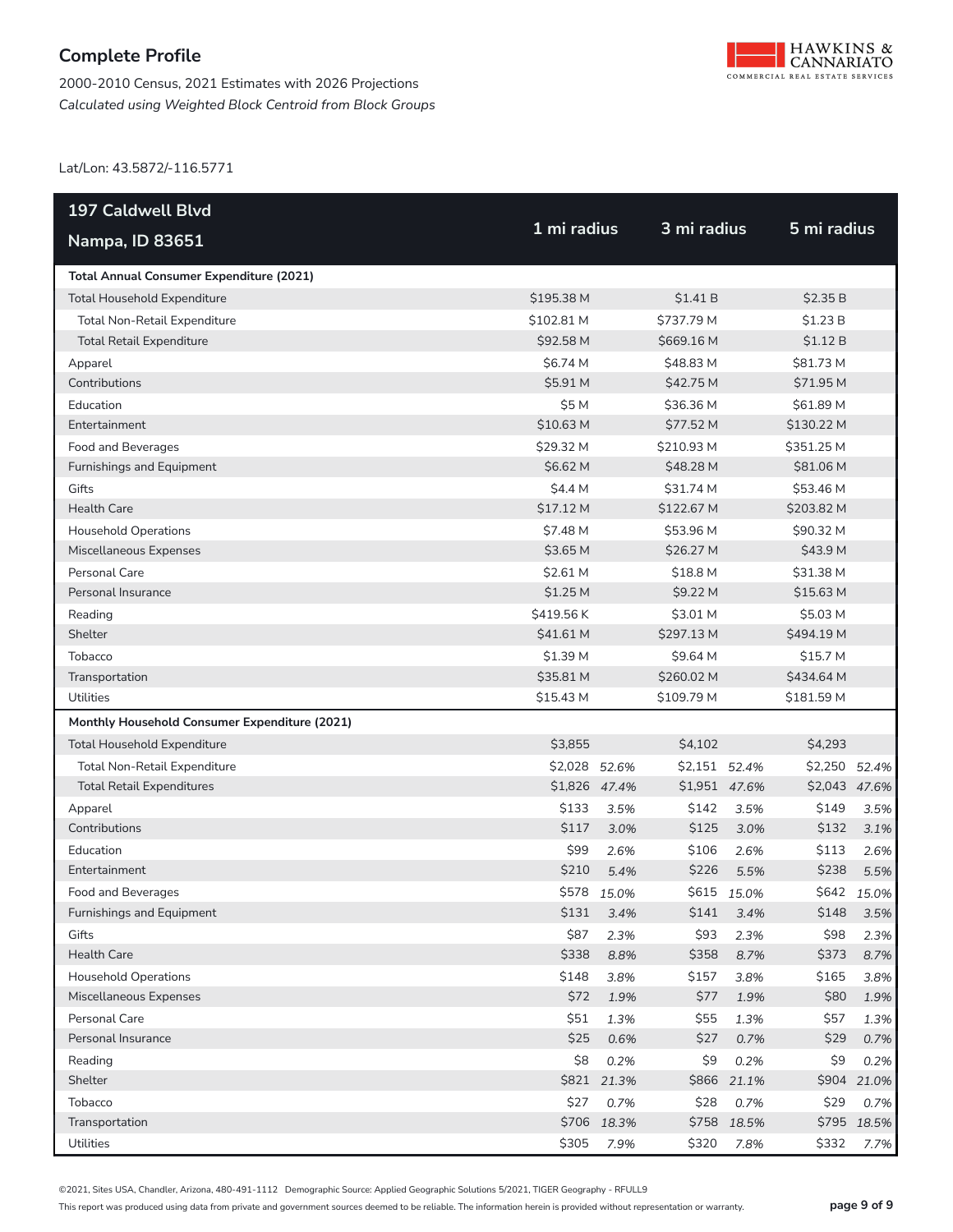# Complete Profile

2000-2010 Census, 2021 Estimates with 2026 Projections
*Calculated using Weighted Block Centroid from Block Groups*

Lat/Lon: 43.5872/-116.5771

| 197 Caldwell Blvd<br>Nampa, ID 83651 | 1 mi radius | | 3 mi radius | | 5 mi radius | |
|---|---|---|---|---|---|---|
| **Total Annual Consumer Expenditure (2021)** | | | | | | |
| Total Household Expenditure | $195.38 M | | $1.41 B | | $2.35 B | |
| Total Non-Retail Expenditure | $102.81 M | | $737.79 M | | $1.23 B | |
| Total Retail Expenditure | $92.58 M | | $669.16 M | | $1.12 B | |
| Apparel | $6.74 M | | $48.83 M | | $81.73 M | |
| Contributions | $5.91 M | | $42.75 M | | $71.95 M | |
| Education | $5 M | | $36.36 M | | $61.89 M | |
| Entertainment | $10.63 M | | $77.52 M | | $130.22 M | |
| Food and Beverages | $29.32 M | | $210.93 M | | $351.25 M | |
| Furnishings and Equipment | $6.62 M | | $48.28 M | | $81.06 M | |
| Gifts | $4.4 M | | $31.74 M | | $53.46 M | |
| Health Care | $17.12 M | | $122.67 M | | $203.82 M | |
| Household Operations | $7.48 M | | $53.96 M | | $90.32 M | |
| Miscellaneous Expenses | $3.65 M | | $26.27 M | | $43.9 M | |
| Personal Care | $2.61 M | | $18.8 M | | $31.38 M | |
| Personal Insurance | $1.25 M | | $9.22 M | | $15.63 M | |
| Reading | $419.56 K | | $3.01 M | | $5.03 M | |
| Shelter | $41.61 M | | $297.13 M | | $494.19 M | |
| Tobacco | $1.39 M | | $9.64 M | | $15.7 M | |
| Transportation | $35.81 M | | $260.02 M | | $434.64 M | |
| Utilities | $15.43 M | | $109.79 M | | $181.59 M | |
| **Monthly Household Consumer Expenditure (2021)** | | | | | | |
| Total Household Expenditure | $3,855 | | $4,102 | | $4,293 | |
| Total Non-Retail Expenditure | $2,028 | *52.6%* | $2,151 | *52.4%* | $2,250 | *52.4%* |
| Total Retail Expenditures | $1,826 | *47.4%* | $1,951 | *47.6%* | $2,043 | *47.6%* |
| Apparel | $133 | *3.5%* | $142 | *3.5%* | $149 | *3.5%* |
| Contributions | $117 | *3.0%* | $125 | *3.0%* | $132 | *3.1%* |
| Education | $99 | *2.6%* | $106 | *2.6%* | $113 | *2.6%* |
| Entertainment | $210 | *5.4%* | $226 | *5.5%* | $238 | *5.5%* |
| Food and Beverages | $578 | *15.0%* | $615 | *15.0%* | $642 | *15.0%* |
| Furnishings and Equipment | $131 | *3.4%* | $141 | *3.4%* | $148 | *3.5%* |
| Gifts | $87 | *2.3%* | $93 | *2.3%* | $98 | *2.3%* |
| Health Care | $338 | *8.8%* | $358 | *8.7%* | $373 | *8.7%* |
| Household Operations | $148 | *3.8%* | $157 | *3.8%* | $165 | *3.8%* |
| Miscellaneous Expenses | $72 | *1.9%* | $77 | *1.9%* | $80 | *1.9%* |
| Personal Care | $51 | *1.3%* | $55 | *1.3%* | $57 | *1.3%* |
| Personal Insurance | $25 | *0.6%* | $27 | *0.7%* | $29 | *0.7%* |
| Reading | $8 | *0.2%* | $9 | *0.2%* | $9 | *0.2%* |
| Shelter | $821 | *21.3%* | $866 | *21.1%* | $904 | *21.0%* |
| Tobacco | $27 | *0.7%* | $28 | *0.7%* | $29 | *0.7%* |
| Transportation | $706 | *18.3%* | $758 | *18.5%* | $795 | *18.5%* |
| Utilities | $305 | *7.9%* | $320 | *7.8%* | $332 | *7.7%* |

©2021, Sites USA, Chandler, Arizona, 480-491-1112 Demographic Source: Applied Geographic Solutions 5/2021, TIGER Geography - RFULL9

This report was produced using data from private and government sources deemed to be reliable. The information herein is provided without representation or warranty.